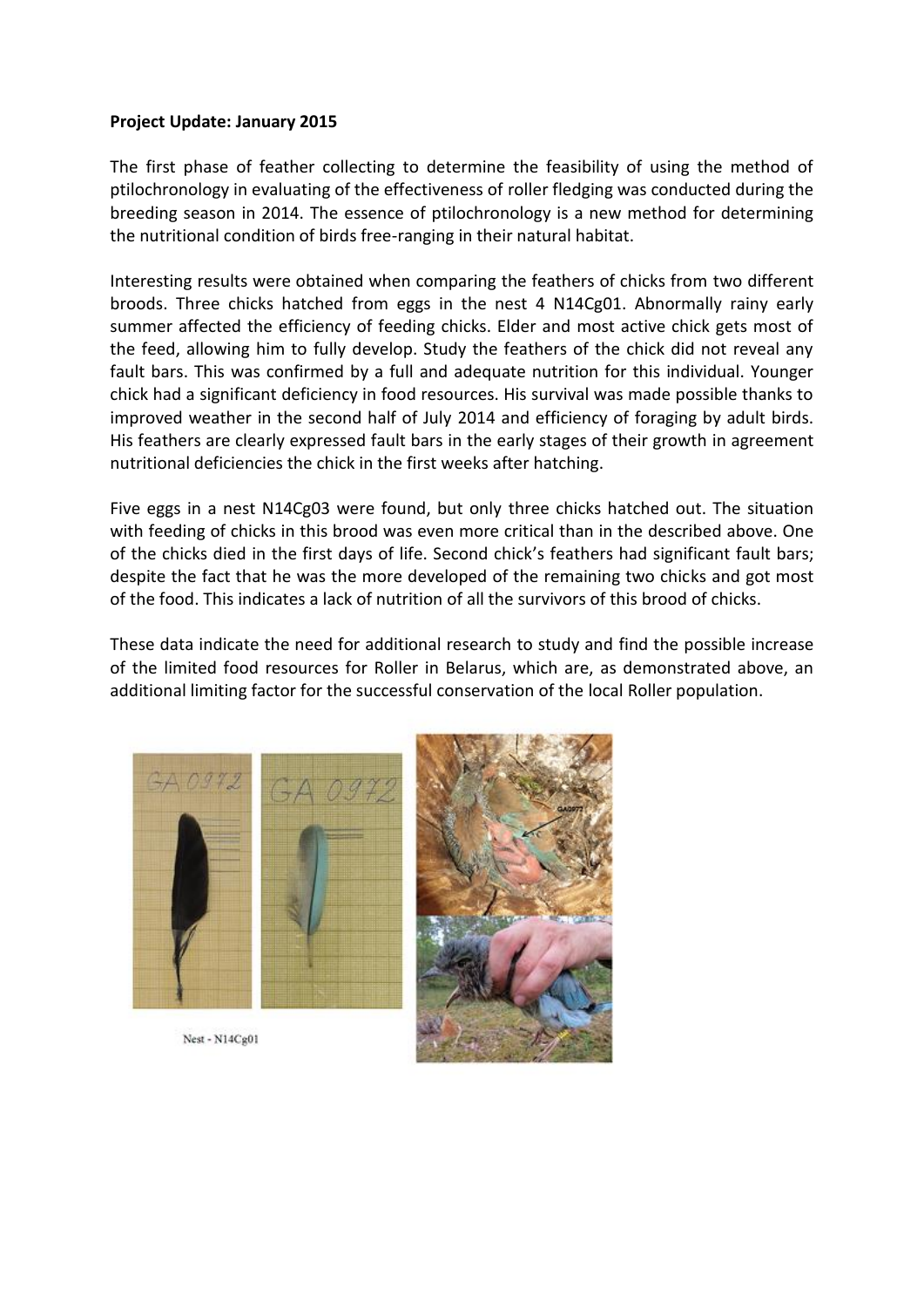**Project Update: January 2015**

The first phase of feather collecting to determine the feasibility of using the method of ptilochronology in evaluating of the effectiveness of roller fledging was conducted during the breeding season in 2014. The essence of ptilochronology is a new method for determining the nutritional condition of birds free-ranging in their natural habitat.

Interesting results were obtained when comparing the feathers of chicks from two different broods. Three chicks hatched from eggs in the nest 4 N14Cg01. Abnormally rainy early summer affected the efficiency of feeding chicks. Elder and most active chick gets most of the feed, allowing him to fully develop. Study the feathers of the chick did not reveal any fault bars. This was confirmed by a full and adequate nutrition for this individual. Younger chick had a significant deficiency in food resources. His survival was made possible thanks to improved weather in the second half of July 2014 and efficiency of foraging by adult birds. His feathers are clearly expressed fault bars in the early stages of their growth in agreement nutritional deficiencies the chick in the first weeks after hatching.

Five eggs in a nest N14Cg03 were found, but only three chicks hatched out. The situation with feeding of chicks in this brood was even more critical than in the described above. One of the chicks died in the first days of life. Second chick's feathers had significant fault bars; despite the fact that he was the more developed of the remaining two chicks and got most of the food. This indicates a lack of nutrition of all the survivors of this brood of chicks.

These data indicate the need for additional research to study and find the possible increase of the limited food resources for Roller in Belarus, which are, as demonstrated above, an additional limiting factor for the successful conservation of the local Roller population.

Nest - N14Cg01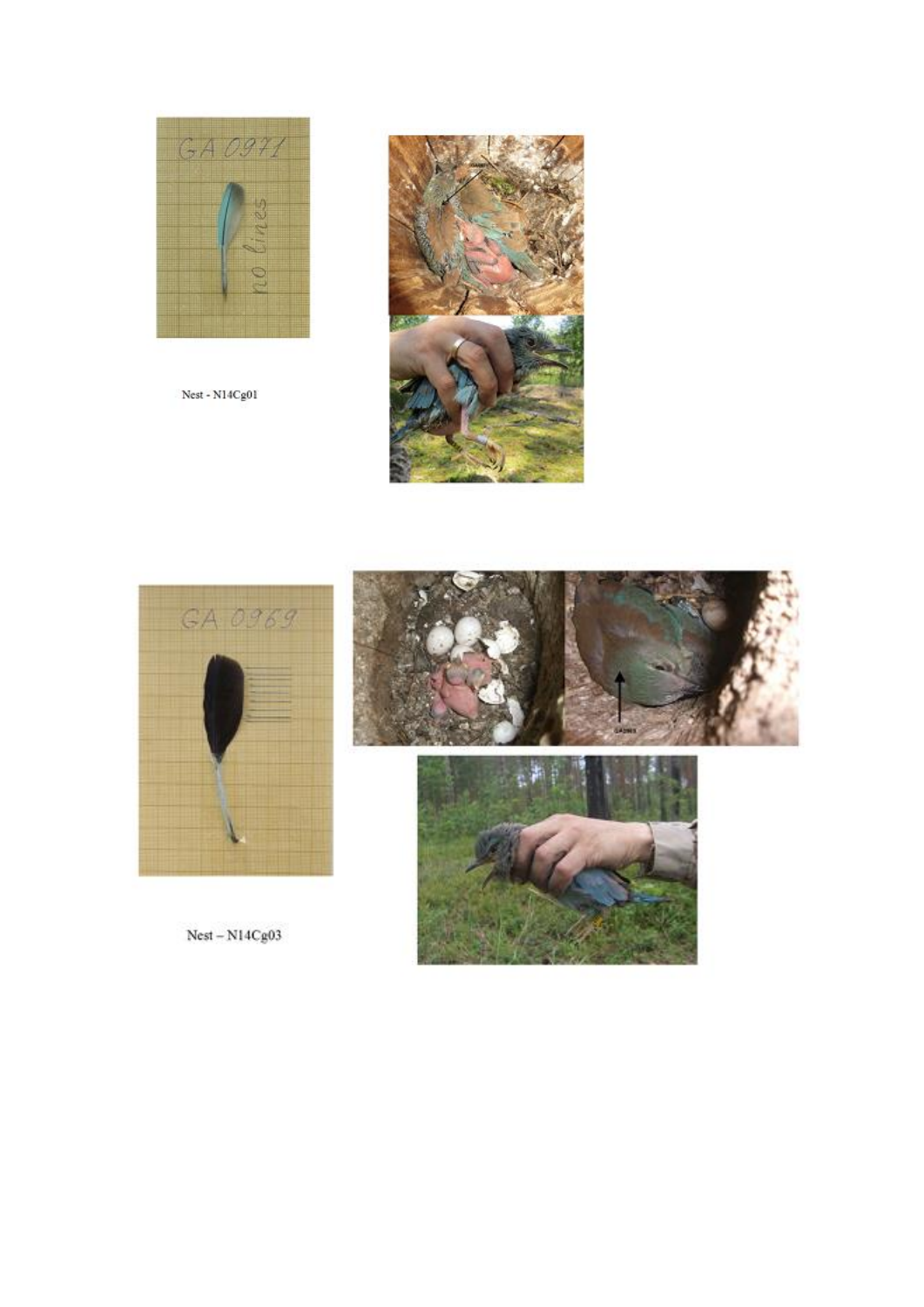Nest - N14Cg01

Nest – N14Cg03